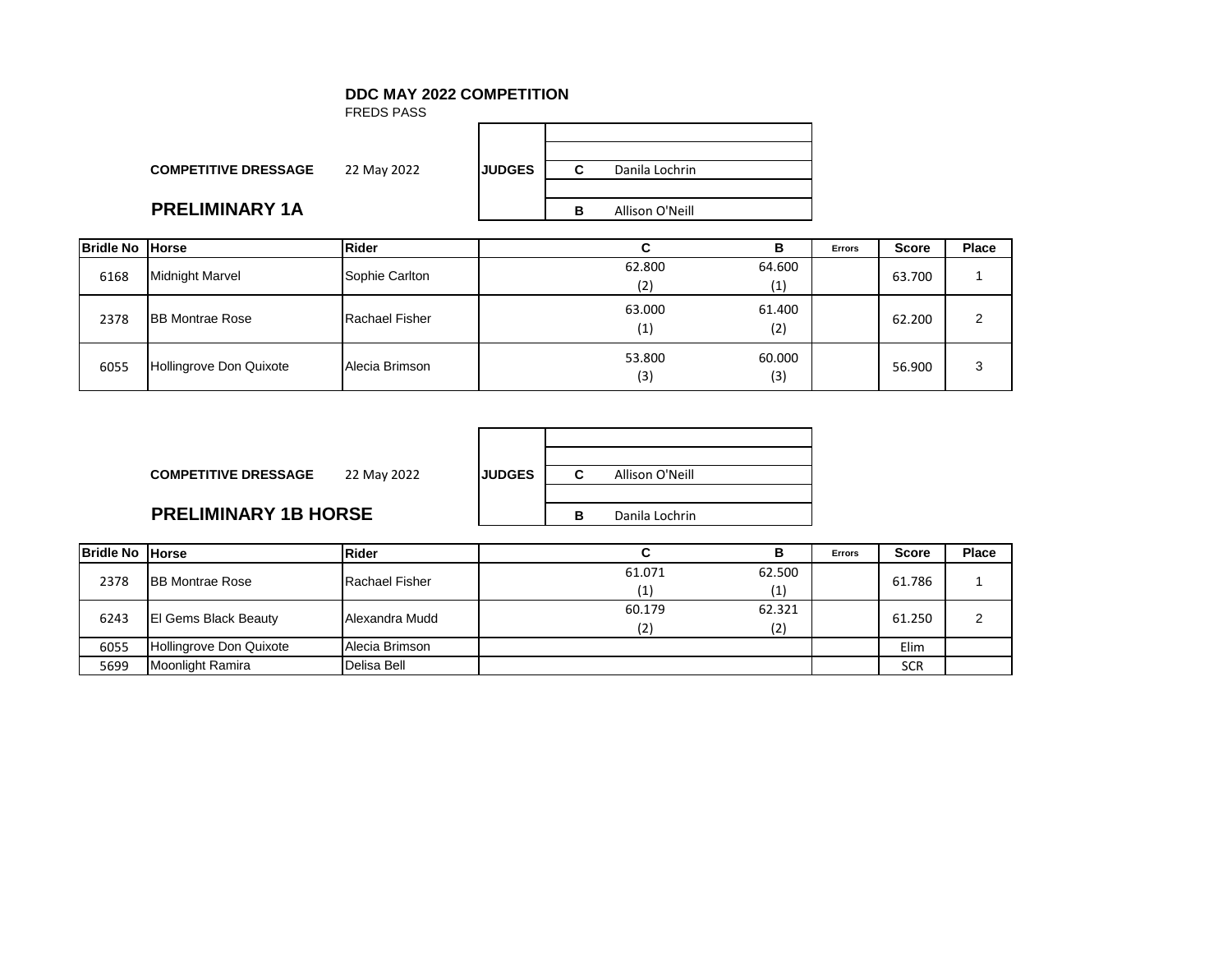**DDC MAY 2022 COMPETITION**
FREDS PASS

**COMPETITIVE DRESSAGE** 22 May 2022

## PRELIMINARY 1A

| JUDGES | | |
|---|---|---|
| | C | Danila Lochrin |
| | B | Allison O'Neill |

| Bridle No | Horse | Rider | C | B | Errors | Score | Place |
|---|---|---|---|---|---|---|---|
| 6168 | Midnight Marvel | Sophie Carlton | 62.800 (2) | 64.600 (1) | | 63.700 | 1 |
| 2378 | BB Montrae Rose | Rachael Fisher | 63.000 (1) | 61.400 (2) | | 62.200 | 2 |
| 6055 | Hollingrove Don Quixote | Alecia Brimson | 53.800 (3) | 60.000 (3) | | 56.900 | 3 |

**COMPETITIVE DRESSAGE** 22 May 2022

## PRELIMINARY 1B HORSE

| JUDGES | | |
|---|---|---|
| | C | Allison O'Neill |
| | B | Danila Lochrin |

| Bridle No | Horse | Rider | C | B | Errors | Score | Place |
|---|---|---|---|---|---|---|---|
| 2378 | BB Montrae Rose | Rachael Fisher | 61.071 (1) | 62.500 (1) | | 61.786 | 1 |
| 6243 | El Gems Black Beauty | Alexandra Mudd | 60.179 (2) | 62.321 (2) | | 61.250 | 2 |
| 6055 | Hollingrove Don Quixote | Alecia Brimson | | | | Elim | |
| 5699 | Moonlight Ramira | Delisa Bell | | | | SCR | |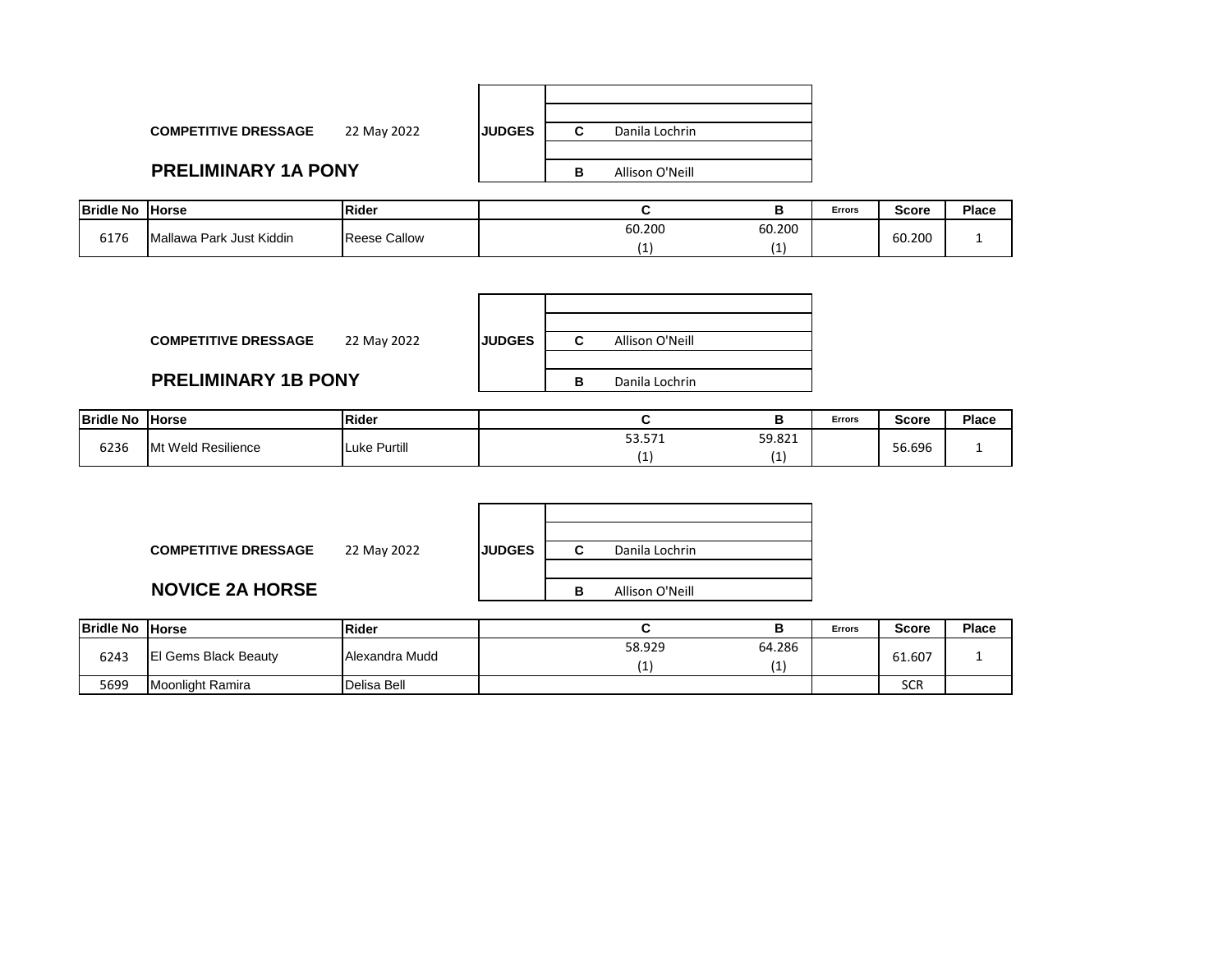**COMPETITIVE DRESSAGE** 22 May 2022

## PRELIMINARY 1A PONY

| JUDGES | | |
|---|---|---|
| | C | Danila Lochrin |
| | B | Allison O'Neill |

| Bridle No | Horse | Rider | C | B | Errors | Score | Place |
|---|---|---|---|---|---|---|---|
| 6176 | Mallawa Park Just Kiddin | Reese Callow | 60.200 (1) | 60.200 (1) | | 60.200 | 1 |

**COMPETITIVE DRESSAGE** 22 May 2022

## PRELIMINARY 1B PONY

| JUDGES | | |
|---|---|---|
| | C | Allison O'Neill |
| | B | Danila Lochrin |

| Bridle No | Horse | Rider | C | B | Errors | Score | Place |
|---|---|---|---|---|---|---|---|
| 6236 | Mt Weld Resilience | Luke Purtill | 53.571 (1) | 59.821 (1) | | 56.696 | 1 |

**COMPETITIVE DRESSAGE** 22 May 2022

## NOVICE 2A HORSE

| JUDGES | | |
|---|---|---|
| | C | Danila Lochrin |
| | B | Allison O'Neill |

| Bridle No | Horse | Rider | C | B | Errors | Score | Place |
|---|---|---|---|---|---|---|---|
| 6243 | El Gems Black Beauty | Alexandra Mudd | 58.929 (1) | 64.286 (1) | | 61.607 | 1 |
| 5699 | Moonlight Ramira | Delisa Bell | | | | SCR | |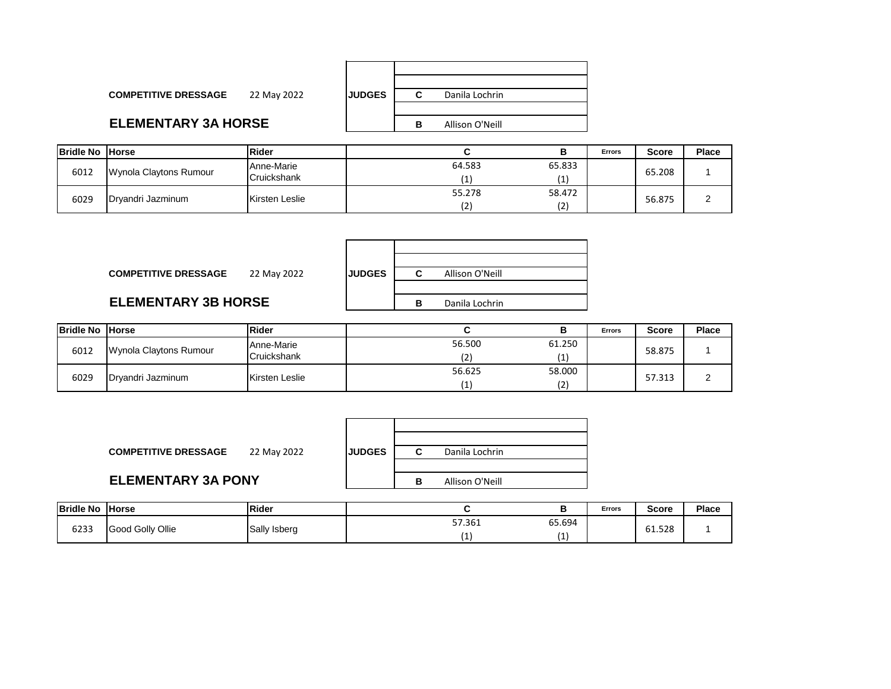**COMPETITIVE DRESSAGE** 22 May 2022

| JUDGES | | |
|---|---|---|
| | C | Danila Lochrin |
| | B | Allison O'Neill |

## ELEMENTARY 3A HORSE

| Bridle No | Horse | Rider | C | B | Errors | Score | Place |
|---|---|---|---|---|---|---|---|
| 6012 | Wynola Claytons Rumour | Anne-Marie Cruickshank | 64.583 (1) | 65.833 (1) | | 65.208 | 1 |
| 6029 | Dryandri Jazminum | Kirsten Leslie | 55.278 (2) | 58.472 (2) | | 56.875 | 2 |

**COMPETITIVE DRESSAGE** 22 May 2022

| JUDGES | | |
|---|---|---|
| | C | Allison O'Neill |
| | B | Danila Lochrin |

## ELEMENTARY 3B HORSE

| Bridle No | Horse | Rider | C | B | Errors | Score | Place |
|---|---|---|---|---|---|---|---|
| 6012 | Wynola Claytons Rumour | Anne-Marie Cruickshank | 56.500 (2) | 61.250 (1) | | 58.875 | 1 |
| 6029 | Dryandri Jazminum | Kirsten Leslie | 56.625 (1) | 58.000 (2) | | 57.313 | 2 |

**COMPETITIVE DRESSAGE** 22 May 2022

| JUDGES | | |
|---|---|---|
| | C | Danila Lochrin |
| | B | Allison O'Neill |

## ELEMENTARY 3A PONY

| Bridle No | Horse | Rider | C | B | Errors | Score | Place |
|---|---|---|---|---|---|---|---|
| 6233 | Good Golly Ollie | Sally Isberg | 57.361 (1) | 65.694 (1) | | 61.528 | 1 |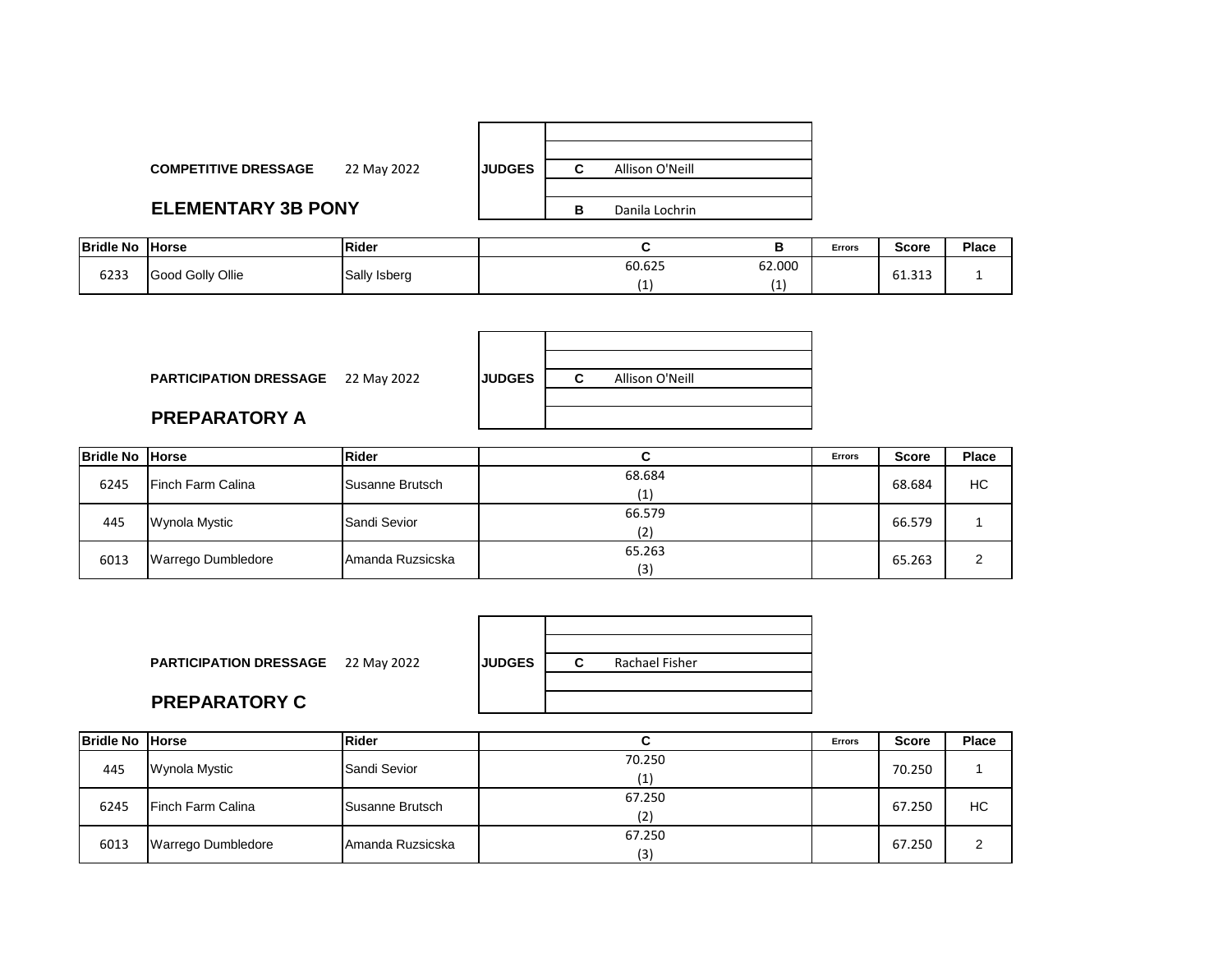**COMPETITIVE DRESSAGE** 22 May 2022

## ELEMENTARY 3B PONY

| JUDGES | | |
|---|---|---|
| | C | Allison O'Neill |
| | B | Danila Lochrin |

| Bridle No | Horse | Rider | C | B | Errors | Score | Place |
|---|---|---|---|---|---|---|---|
| 6233 | Good Golly Ollie | Sally Isberg | 60.625 (1) | 62.000 (1) | | 61.313 | 1 |

**PARTICIPATION DRESSAGE** 22 May 2022

## PREPARATORY A

| JUDGES | | |
|---|---|---|
| | C | Allison O'Neill |

| Bridle No | Horse | Rider | C | Errors | Score | Place |
|---|---|---|---|---|---|---|
| 6245 | Finch Farm Calina | Susanne Brutsch | 68.684 (1) | | 68.684 | HC |
| 445 | Wynola Mystic | Sandi Sevior | 66.579 (2) | | 66.579 | 1 |
| 6013 | Warrego Dumbledore | Amanda Ruzsicska | 65.263 (3) | | 65.263 | 2 |

**PARTICIPATION DRESSAGE** 22 May 2022

## PREPARATORY C

| JUDGES | | |
|---|---|---|
| | C | Rachael Fisher |

| Bridle No | Horse | Rider | C | Errors | Score | Place |
|---|---|---|---|---|---|---|
| 445 | Wynola Mystic | Sandi Sevior | 70.250 (1) | | 70.250 | 1 |
| 6245 | Finch Farm Calina | Susanne Brutsch | 67.250 (2) | | 67.250 | HC |
| 6013 | Warrego Dumbledore | Amanda Ruzsicska | 67.250 (3) | | 67.250 | 2 |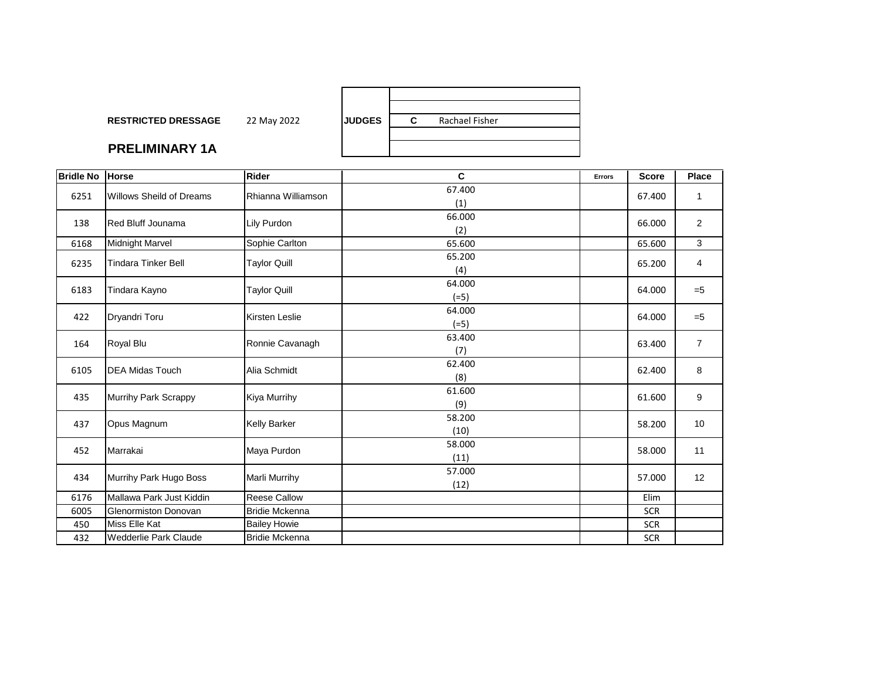**RESTRICTED DRESSAGE** 22 May 2022

## PRELIMINARY 1A

| JUDGES | |
|---|---|
| | |
| | |
| | **C** Rachael Fisher |
| | |
| | |

| Bridle No | Horse | Rider | C | Errors | Score | Place |
|---|---|---|---|---|---|---|
| 6251 | Willows Sheild of Dreams | Rhianna Williamson | 67.400 (1) | | 67.400 | 1 |
| 138 | Red Bluff Jounama | Lily Purdon | 66.000 (2) | | 66.000 | 2 |
| 6168 | Midnight Marvel | Sophie Carlton | 65.600 | | 65.600 | 3 |
| 6235 | Tindara Tinker Bell | Taylor Quill | 65.200 (4) | | 65.200 | 4 |
| 6183 | Tindara Kayno | Taylor Quill | 64.000 (=5) | | 64.000 | =5 |
| 422 | Dryandri Toru | Kirsten Leslie | 64.000 (=5) | | 64.000 | =5 |
| 164 | Royal Blu | Ronnie Cavanagh | 63.400 (7) | | 63.400 | 7 |
| 6105 | DEA Midas Touch | Alia Schmidt | 62.400 (8) | | 62.400 | 8 |
| 435 | Murrihy Park Scrappy | Kiya Murrihy | 61.600 (9) | | 61.600 | 9 |
| 437 | Opus Magnum | Kelly Barker | 58.200 (10) | | 58.200 | 10 |
| 452 | Marrakai | Maya Purdon | 58.000 (11) | | 58.000 | 11 |
| 434 | Murrihy Park Hugo Boss | Marli Murrihy | 57.000 (12) | | 57.000 | 12 |
| 6176 | Mallawa Park Just Kiddin | Reese Callow | | | Elim | |
| 6005 | Glenormiston Donovan | Bridie Mckenna | | | SCR | |
| 450 | Miss Elle Kat | Bailey Howie | | | SCR | |
| 432 | Wedderlie Park Claude | Bridie Mckenna | | | SCR | |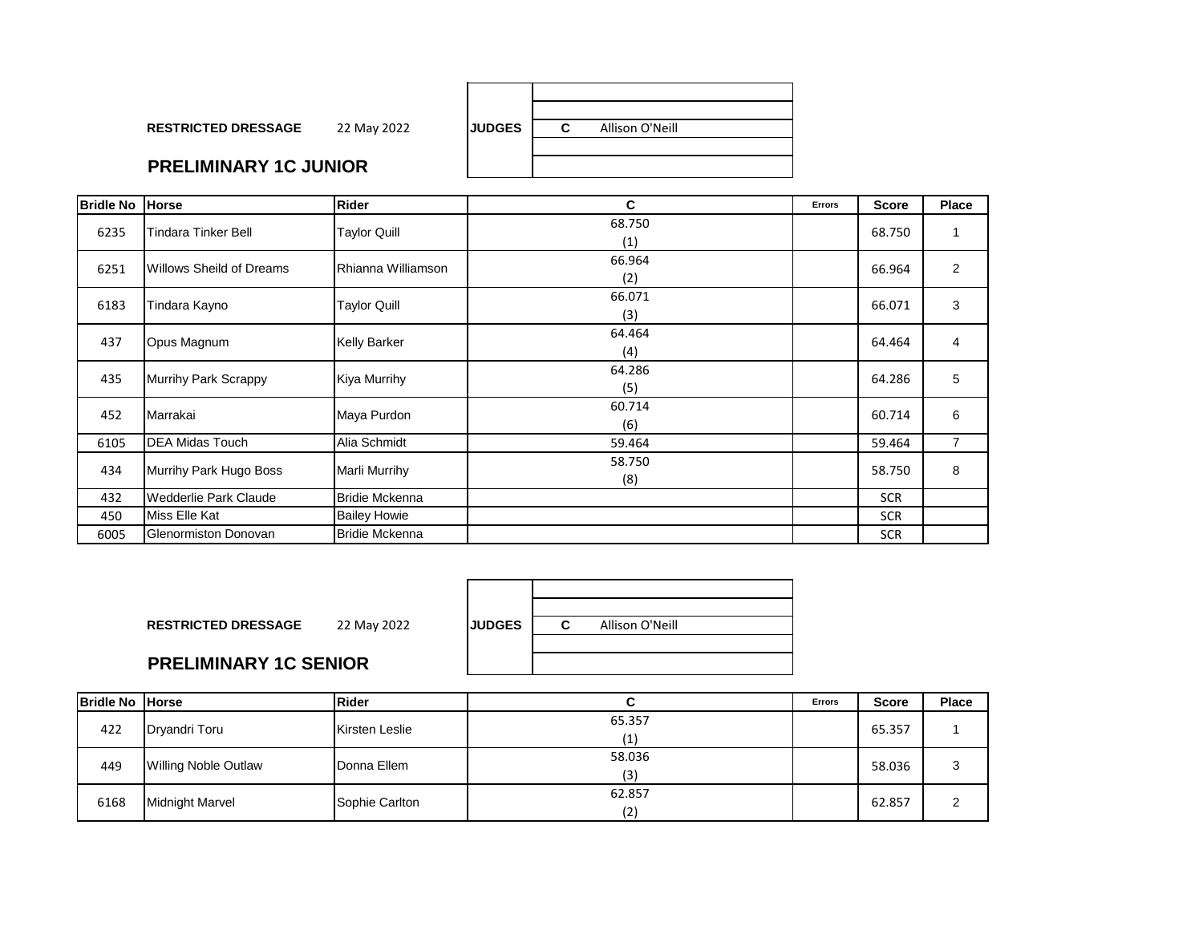**RESTRICTED DRESSAGE** 22 May 2022

## PRELIMINARY 1C JUNIOR

| JUDGES | |
|---|---|
| | |
| | |
| C | Allison O'Neill |
| | |
| | |

| Bridle No | Horse | Rider | C | Errors | Score | Place |
|---|---|---|---|---|---|---|
| 6235 | Tindara Tinker Bell | Taylor Quill | 68.750 (1) | | 68.750 | 1 |
| 6251 | Willows Sheild of Dreams | Rhianna Williamson | 66.964 (2) | | 66.964 | 2 |
| 6183 | Tindara Kayno | Taylor Quill | 66.071 (3) | | 66.071 | 3 |
| 437 | Opus Magnum | Kelly Barker | 64.464 (4) | | 64.464 | 4 |
| 435 | Murrihy Park Scrappy | Kiya Murrihy | 64.286 (5) | | 64.286 | 5 |
| 452 | Marrakai | Maya Purdon | 60.714 (6) | | 60.714 | 6 |
| 6105 | DEA Midas Touch | Alia Schmidt | 59.464 | | 59.464 | 7 |
| 434 | Murrihy Park Hugo Boss | Marli Murrihy | 58.750 (8) | | 58.750 | 8 |
| 432 | Wedderlie Park Claude | Bridie Mckenna | | | SCR | |
| 450 | Miss Elle Kat | Bailey Howie | | | SCR | |
| 6005 | Glenormiston Donovan | Bridie Mckenna | | | SCR | |

**RESTRICTED DRESSAGE** 22 May 2022

## PRELIMINARY 1C SENIOR

| JUDGES | |
|---|---|
| | |
| | |
| C | Allison O'Neill |
| | |
| | |

| Bridle No | Horse | Rider | C | Errors | Score | Place |
|---|---|---|---|---|---|---|
| 422 | Dryandri Toru | Kirsten Leslie | 65.357 (1) | | 65.357 | 1 |
| 449 | Willing Noble Outlaw | Donna Ellem | 58.036 (3) | | 58.036 | 3 |
| 6168 | Midnight Marvel | Sophie Carlton | 62.857 (2) | | 62.857 | 2 |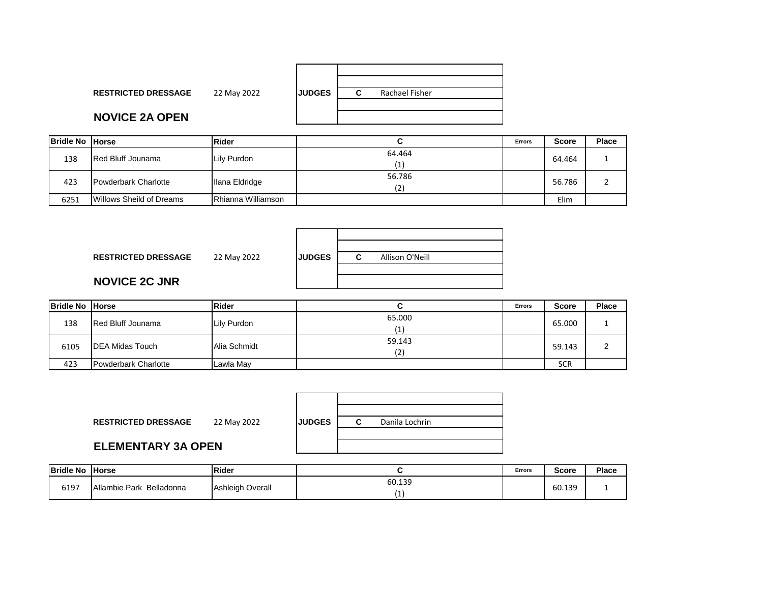**RESTRICTED DRESSAGE** 22 May 2022

| JUDGES | |
|---|---|
| | |
| | |
| **C** | Rachael Fisher |
| | |
| | |

## NOVICE 2A OPEN

| Bridle No | Horse | Rider | C | Errors | Score | Place |
|---|---|---|---|---|---|---|
| 138 | Red Bluff Jounama | Lily Purdon | 64.464 (1) | | 64.464 | 1 |
| 423 | Powderbark Charlotte | Ilana Eldridge | 56.786 (2) | | 56.786 | 2 |
| 6251 | Willows Sheild of Dreams | Rhianna Williamson | | | Elim | |

**RESTRICTED DRESSAGE** 22 May 2022

| JUDGES | |
|---|---|
| | |
| | |
| **C** | Allison O'Neill |
| | |
| | |

## NOVICE 2C JNR

| Bridle No | Horse | Rider | C | Errors | Score | Place |
|---|---|---|---|---|---|---|
| 138 | Red Bluff Jounama | Lily Purdon | 65.000 (1) | | 65.000 | 1 |
| 6105 | DEA Midas Touch | Alia Schmidt | 59.143 (2) | | 59.143 | 2 |
| 423 | Powderbark Charlotte | Lawla May | | | SCR | |

**RESTRICTED DRESSAGE** 22 May 2022

| JUDGES | |
|---|---|
| | |
| | |
| **C** | Danila Lochrin |
| | |
| | |

## ELEMENTARY 3A OPEN

| Bridle No | Horse | Rider | C | Errors | Score | Place |
|---|---|---|---|---|---|---|
| 6197 | Allambie Park Belladonna | Ashleigh Overall | 60.139 (1) | | 60.139 | 1 |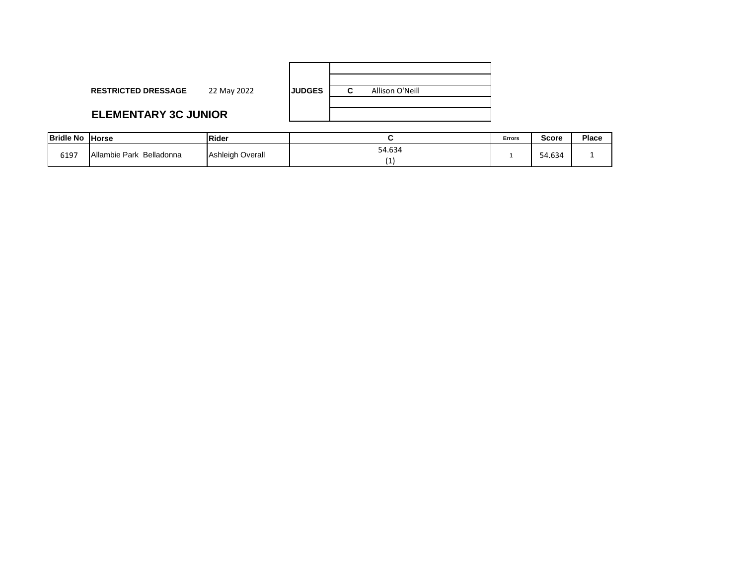**RESTRICTED DRESSAGE** 22 May 2022

| JUDGES | |
|---|---|
| | |
| | |
| | **C** Allison O'Neill |
| | |
| | |

## ELEMENTARY 3C JUNIOR

| Bridle No | Horse | Rider | C | Errors | Score | Place |
|---|---|---|---|---|---|---|
| 6197 | Allambie Park Belladonna | Ashleigh Overall | 54.634 (1) | 1 | 54.634 | 1 |